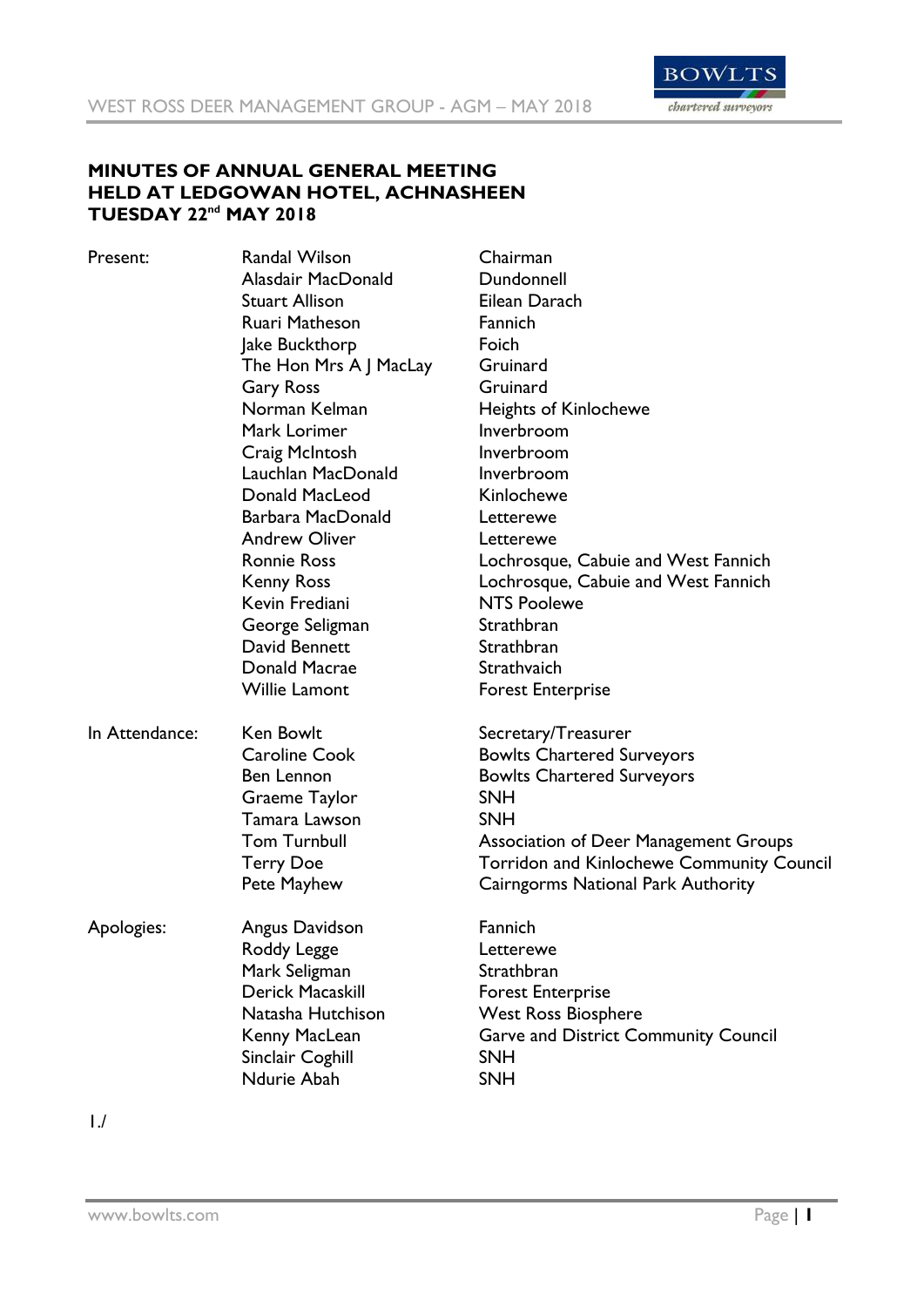**MINUTES OF ANNUAL GENERAL MEETING**
**HELD AT LEDGOWAN HOTEL, ACHNASHEEN**
**TUESDAY 22nd MAY 2018**

| | | |
|---|---|---|
| Present: | Randal Wilson | Chairman |
| | Alasdair MacDonald | Dundonnell |
| | Stuart Allison | Eilean Darach |
| | Ruari Matheson | Fannich |
| | Jake Buckthorp | Foich |
| | The Hon Mrs A J MacLay | Gruinard |
| | Gary Ross | Gruinard |
| | Norman Kelman | Heights of Kinlochewe |
| | Mark Lorimer | Inverbroom |
| | Craig McIntosh | Inverbroom |
| | Lauchlan MacDonald | Inverbroom |
| | Donald MacLeod | Kinlochewe |
| | Barbara MacDonald | Letterewe |
| | Andrew Oliver | Letterewe |
| | Ronnie Ross | Lochrosque, Cabuie and West Fannich |
| | Kenny Ross | Lochrosque, Cabuie and West Fannich |
| | Kevin Frediani | NTS Poolewe |
| | George Seligman | Strathbran |
| | David Bennett | Strathbran |
| | Donald Macrae | Strathvaich |
| | Willie Lamont | Forest Enterprise |
| In Attendance: | Ken Bowlt | Secretary/Treasurer |
| | Caroline Cook | Bowlts Chartered Surveyors |
| | Ben Lennon | Bowlts Chartered Surveyors |
| | Graeme Taylor | SNH |
| | Tamara Lawson | SNH |
| | Tom Turnbull | Association of Deer Management Groups |
| | Terry Doe | Torridon and Kinlochewe Community Council |
| | Pete Mayhew | Cairngorms National Park Authority |
| Apologies: | Angus Davidson | Fannich |
| | Roddy Legge | Letterewe |
| | Mark Seligman | Strathbran |
| | Derick Macaskill | Forest Enterprise |
| | Natasha Hutchison | West Ross Biosphere |
| | Kenny MacLean | Garve and District Community Council |
| | Sinclair Coghill | SNH |
| | Ndurie Abah | SNH |

1./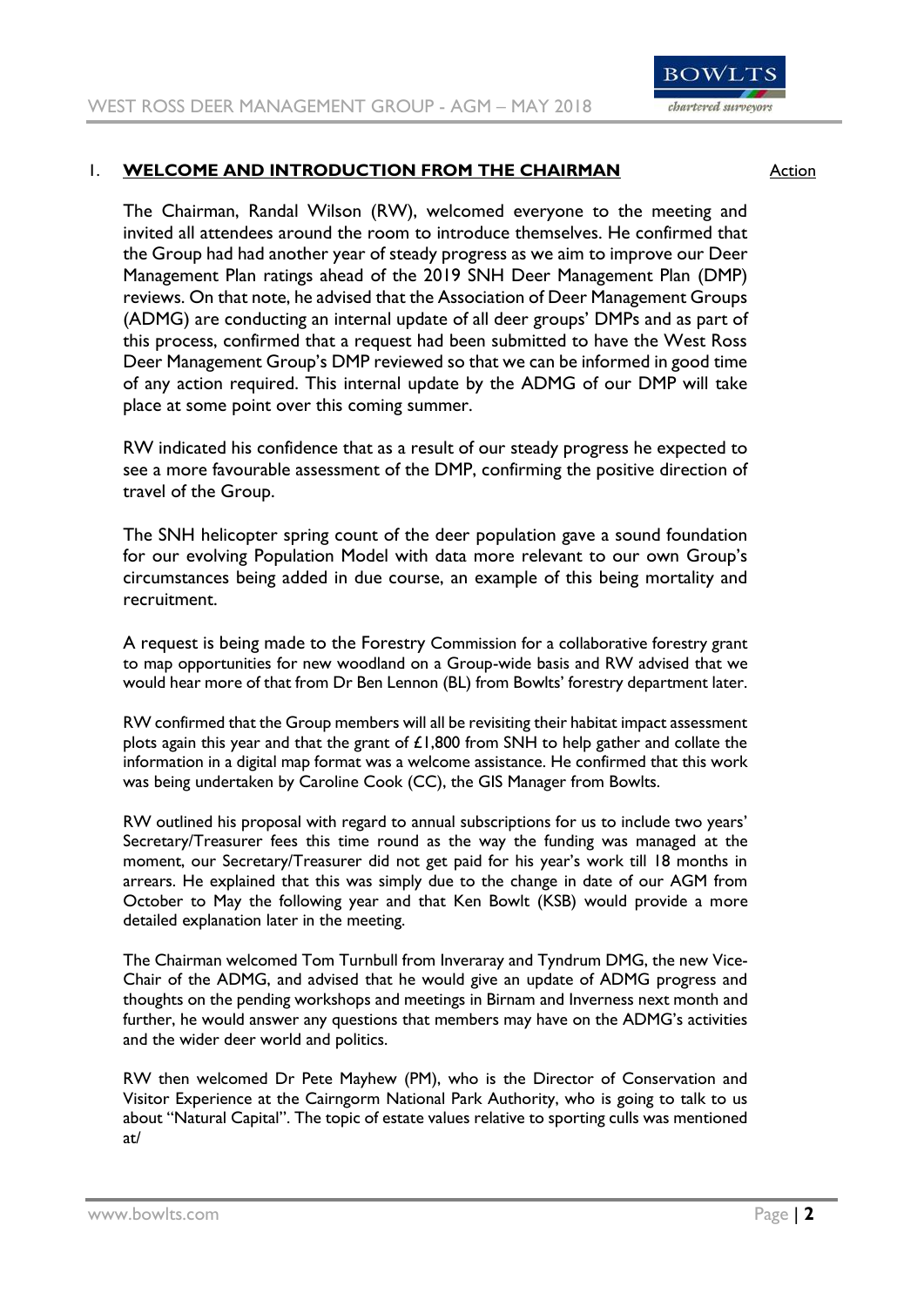## 1. **WELCOME AND INTRODUCTION FROM THE CHAIRMAN** Action

The Chairman, Randal Wilson (RW), welcomed everyone to the meeting and invited all attendees around the room to introduce themselves. He confirmed that the Group had had another year of steady progress as we aim to improve our Deer Management Plan ratings ahead of the 2019 SNH Deer Management Plan (DMP) reviews. On that note, he advised that the Association of Deer Management Groups (ADMG) are conducting an internal update of all deer groups' DMPs and as part of this process, confirmed that a request had been submitted to have the West Ross Deer Management Group's DMP reviewed so that we can be informed in good time of any action required. This internal update by the ADMG of our DMP will take place at some point over this coming summer.

RW indicated his confidence that as a result of our steady progress he expected to see a more favourable assessment of the DMP, confirming the positive direction of travel of the Group.

The SNH helicopter spring count of the deer population gave a sound foundation for our evolving Population Model with data more relevant to our own Group's circumstances being added in due course, an example of this being mortality and recruitment.

A request is being made to the Forestry Commission for a collaborative forestry grant to map opportunities for new woodland on a Group-wide basis and RW advised that we would hear more of that from Dr Ben Lennon (BL) from Bowlts' forestry department later.

RW confirmed that the Group members will all be revisiting their habitat impact assessment plots again this year and that the grant of £1,800 from SNH to help gather and collate the information in a digital map format was a welcome assistance. He confirmed that this work was being undertaken by Caroline Cook (CC), the GIS Manager from Bowlts.

RW outlined his proposal with regard to annual subscriptions for us to include two years' Secretary/Treasurer fees this time round as the way the funding was managed at the moment, our Secretary/Treasurer did not get paid for his year's work till 18 months in arrears. He explained that this was simply due to the change in date of our AGM from October to May the following year and that Ken Bowlt (KSB) would provide a more detailed explanation later in the meeting.

The Chairman welcomed Tom Turnbull from Inveraray and Tyndrum DMG, the new Vice-Chair of the ADMG, and advised that he would give an update of ADMG progress and thoughts on the pending workshops and meetings in Birnam and Inverness next month and further, he would answer any questions that members may have on the ADMG's activities and the wider deer world and politics.

RW then welcomed Dr Pete Mayhew (PM), who is the Director of Conservation and Visitor Experience at the Cairngorm National Park Authority, who is going to talk to us about "Natural Capital". The topic of estate values relative to sporting culls was mentioned at/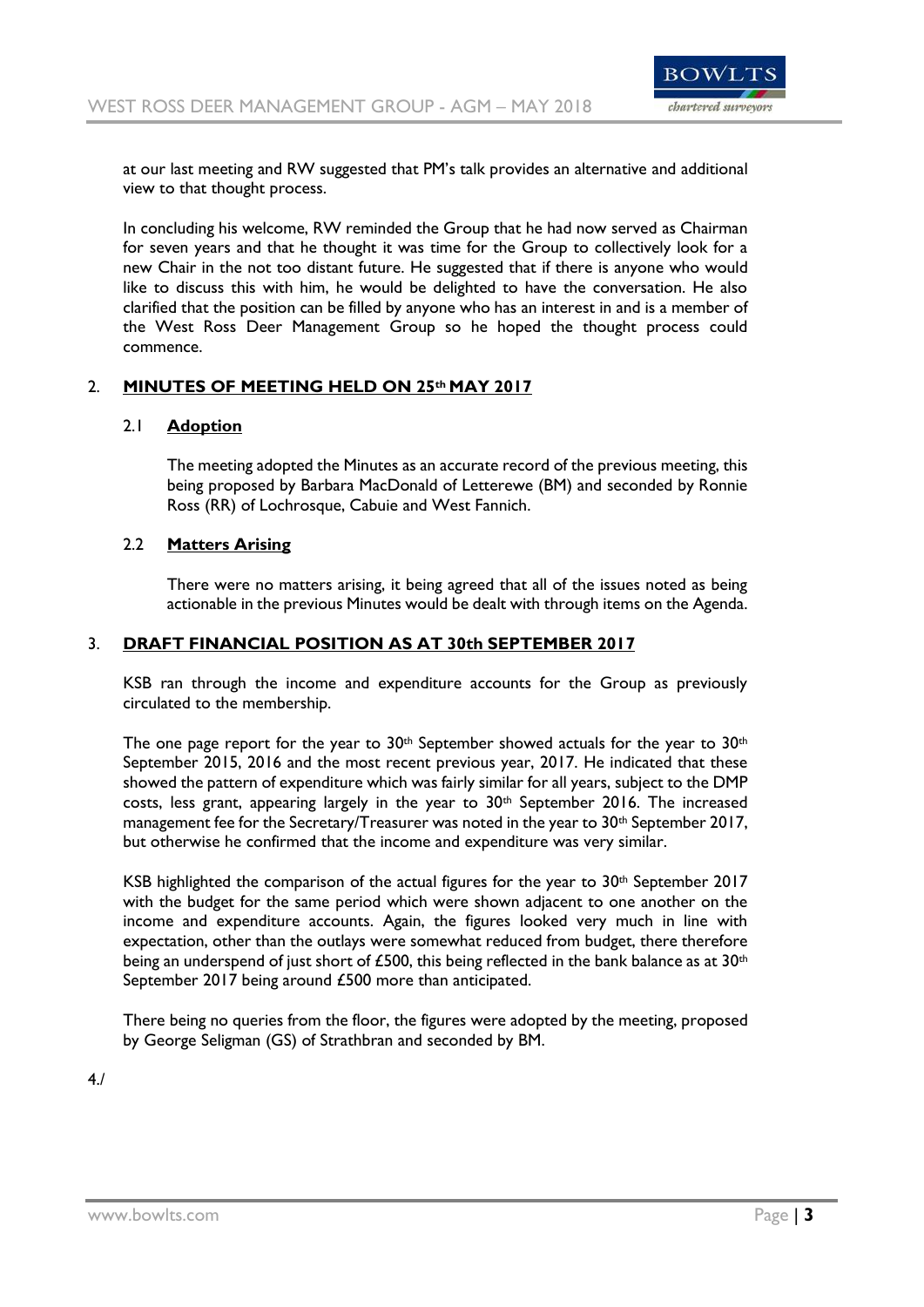at our last meeting and RW suggested that PM's talk provides an alternative and additional view to that thought process.

In concluding his welcome, RW reminded the Group that he had now served as Chairman for seven years and that he thought it was time for the Group to collectively look for a new Chair in the not too distant future. He suggested that if there is anyone who would like to discuss this with him, he would be delighted to have the conversation. He also clarified that the position can be filled by anyone who has an interest in and is a member of the West Ross Deer Management Group so he hoped the thought process could commence.

## 2. MINUTES OF MEETING HELD ON 25th MAY 2017

### 2.1 Adoption

The meeting adopted the Minutes as an accurate record of the previous meeting, this being proposed by Barbara MacDonald of Letterewe (BM) and seconded by Ronnie Ross (RR) of Lochrosque, Cabuie and West Fannich.

### 2.2 Matters Arising

There were no matters arising, it being agreed that all of the issues noted as being actionable in the previous Minutes would be dealt with through items on the Agenda.

## 3. DRAFT FINANCIAL POSITION AS AT 30th SEPTEMBER 2017

KSB ran through the income and expenditure accounts for the Group as previously circulated to the membership.

The one page report for the year to 30th September showed actuals for the year to 30th September 2015, 2016 and the most recent previous year, 2017. He indicated that these showed the pattern of expenditure which was fairly similar for all years, subject to the DMP costs, less grant, appearing largely in the year to 30th September 2016. The increased management fee for the Secretary/Treasurer was noted in the year to 30th September 2017, but otherwise he confirmed that the income and expenditure was very similar.

KSB highlighted the comparison of the actual figures for the year to 30th September 2017 with the budget for the same period which were shown adjacent to one another on the income and expenditure accounts. Again, the figures looked very much in line with expectation, other than the outlays were somewhat reduced from budget, there therefore being an underspend of just short of £500, this being reflected in the bank balance as at 30th September 2017 being around £500 more than anticipated.

There being no queries from the floor, the figures were adopted by the meeting, proposed by George Seligman (GS) of Strathbran and seconded by BM.

4./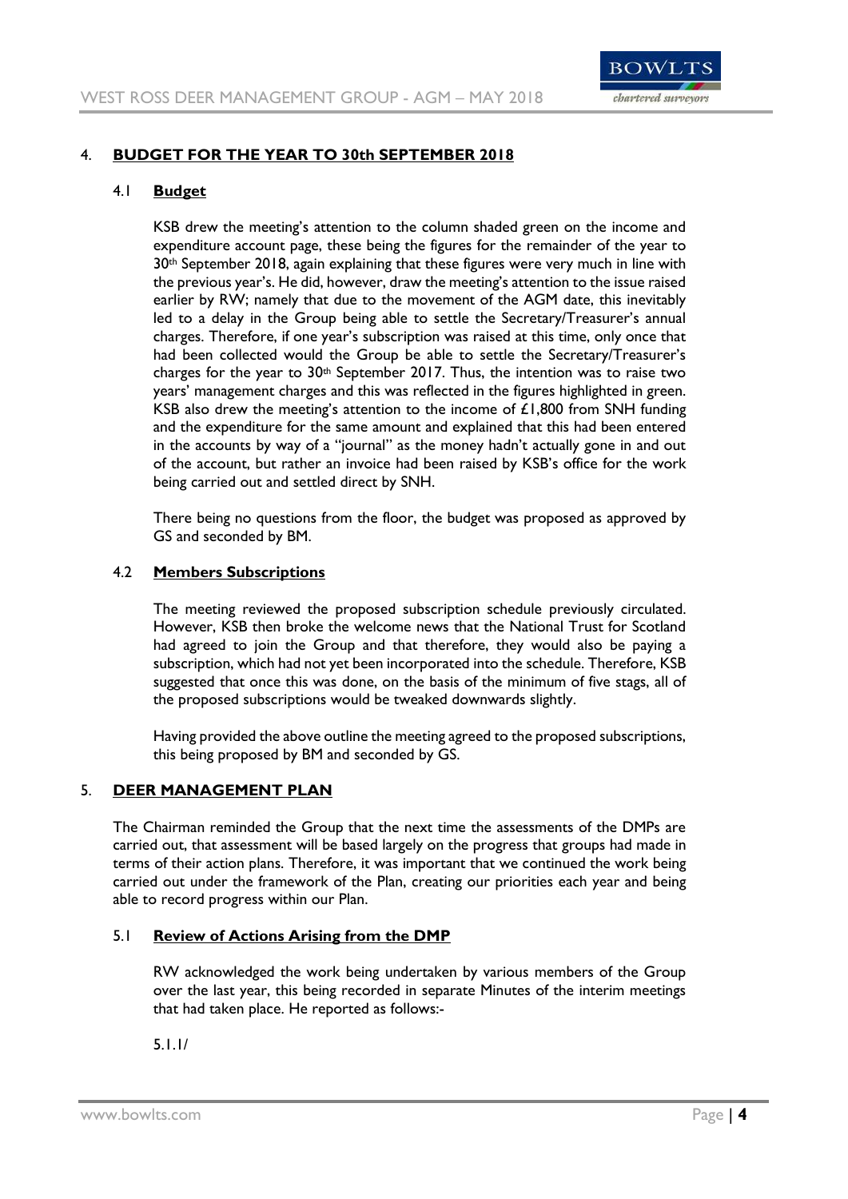## 4. BUDGET FOR THE YEAR TO 30th SEPTEMBER 2018

### 4.1 Budget

KSB drew the meeting's attention to the column shaded green on the income and expenditure account page, these being the figures for the remainder of the year to 30th September 2018, again explaining that these figures were very much in line with the previous year's. He did, however, draw the meeting's attention to the issue raised earlier by RW; namely that due to the movement of the AGM date, this inevitably led to a delay in the Group being able to settle the Secretary/Treasurer's annual charges. Therefore, if one year's subscription was raised at this time, only once that had been collected would the Group be able to settle the Secretary/Treasurer's charges for the year to 30th September 2017. Thus, the intention was to raise two years' management charges and this was reflected in the figures highlighted in green. KSB also drew the meeting's attention to the income of £1,800 from SNH funding and the expenditure for the same amount and explained that this had been entered in the accounts by way of a "journal" as the money hadn't actually gone in and out of the account, but rather an invoice had been raised by KSB's office for the work being carried out and settled direct by SNH.

There being no questions from the floor, the budget was proposed as approved by GS and seconded by BM.

### 4.2 Members Subscriptions

The meeting reviewed the proposed subscription schedule previously circulated. However, KSB then broke the welcome news that the National Trust for Scotland had agreed to join the Group and that therefore, they would also be paying a subscription, which had not yet been incorporated into the schedule. Therefore, KSB suggested that once this was done, on the basis of the minimum of five stags, all of the proposed subscriptions would be tweaked downwards slightly.

Having provided the above outline the meeting agreed to the proposed subscriptions, this being proposed by BM and seconded by GS.

## 5. DEER MANAGEMENT PLAN

The Chairman reminded the Group that the next time the assessments of the DMPs are carried out, that assessment will be based largely on the progress that groups had made in terms of their action plans. Therefore, it was important that we continued the work being carried out under the framework of the Plan, creating our priorities each year and being able to record progress within our Plan.

### 5.1 Review of Actions Arising from the DMP

RW acknowledged the work being undertaken by various members of the Group over the last year, this being recorded in separate Minutes of the interim meetings that had taken place. He reported as follows:-

5.1.1/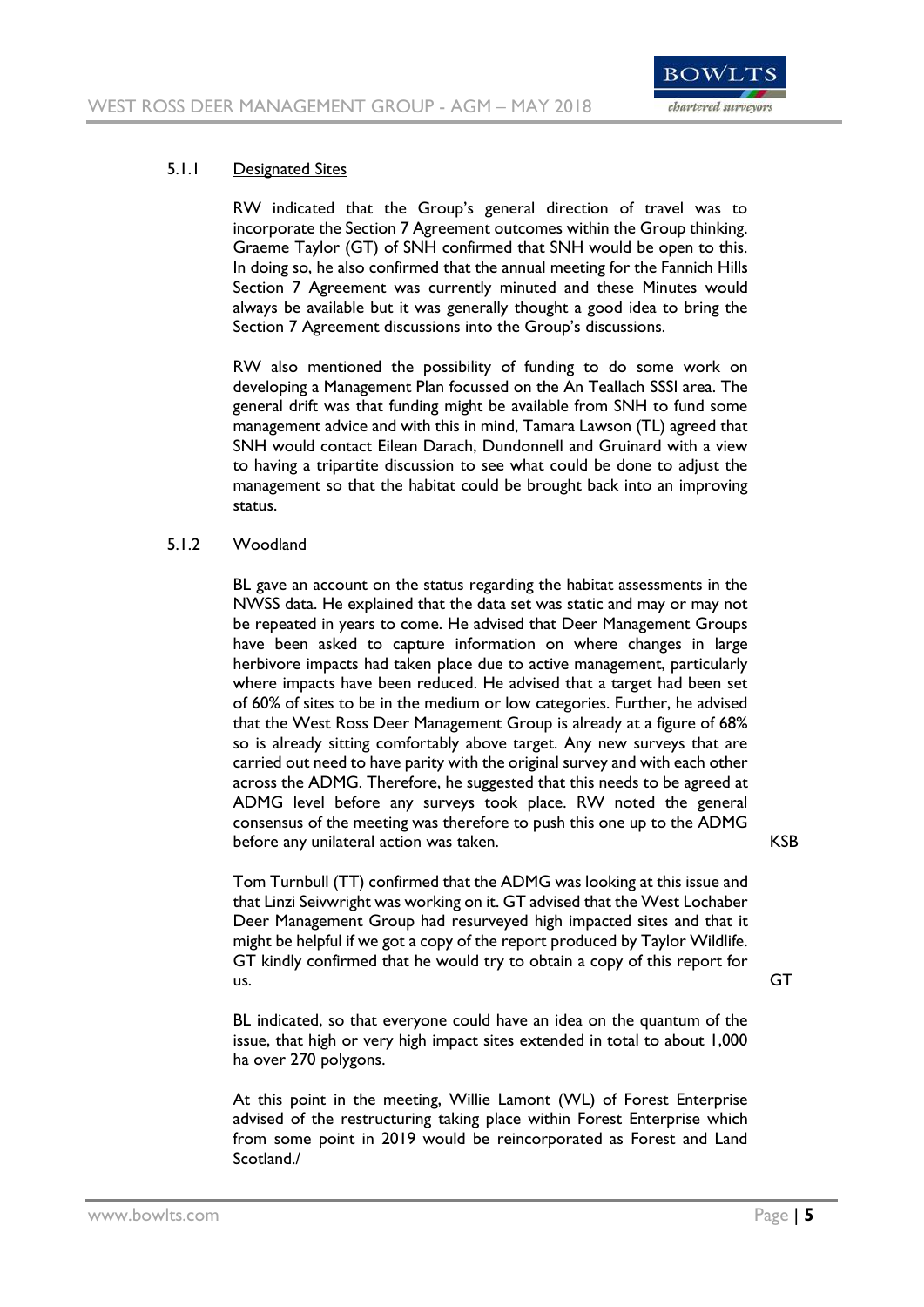#### 5.1.1 Designated Sites

RW indicated that the Group's general direction of travel was to incorporate the Section 7 Agreement outcomes within the Group thinking. Graeme Taylor (GT) of SNH confirmed that SNH would be open to this. In doing so, he also confirmed that the annual meeting for the Fannich Hills Section 7 Agreement was currently minuted and these Minutes would always be available but it was generally thought a good idea to bring the Section 7 Agreement discussions into the Group's discussions.

RW also mentioned the possibility of funding to do some work on developing a Management Plan focussed on the An Teallach SSSI area. The general drift was that funding might be available from SNH to fund some management advice and with this in mind, Tamara Lawson (TL) agreed that SNH would contact Eilean Darach, Dundonnell and Gruinard with a view to having a tripartite discussion to see what could be done to adjust the management so that the habitat could be brought back into an improving status.

#### 5.1.2 Woodland

BL gave an account on the status regarding the habitat assessments in the NWSS data. He explained that the data set was static and may or may not be repeated in years to come. He advised that Deer Management Groups have been asked to capture information on where changes in large herbivore impacts had taken place due to active management, particularly where impacts have been reduced. He advised that a target had been set of 60% of sites to be in the medium or low categories. Further, he advised that the West Ross Deer Management Group is already at a figure of 68% so is already sitting comfortably above target. Any new surveys that are carried out need to have parity with the original survey and with each other across the ADMG. Therefore, he suggested that this needs to be agreed at ADMG level before any surveys took place. RW noted the general consensus of the meeting was therefore to push this one up to the ADMG before any unilateral action was taken. **KSB**

Tom Turnbull (TT) confirmed that the ADMG was looking at this issue and that Linzi Seivwright was working on it. GT advised that the West Lochaber Deer Management Group had resurveyed high impacted sites and that it might be helpful if we got a copy of the report produced by Taylor Wildlife. GT kindly confirmed that he would try to obtain a copy of this report for us. **GT**

BL indicated, so that everyone could have an idea on the quantum of the issue, that high or very high impact sites extended in total to about 1,000 ha over 270 polygons.

At this point in the meeting, Willie Lamont (WL) of Forest Enterprise advised of the restructuring taking place within Forest Enterprise which from some point in 2019 would be reincorporated as Forest and Land Scotland./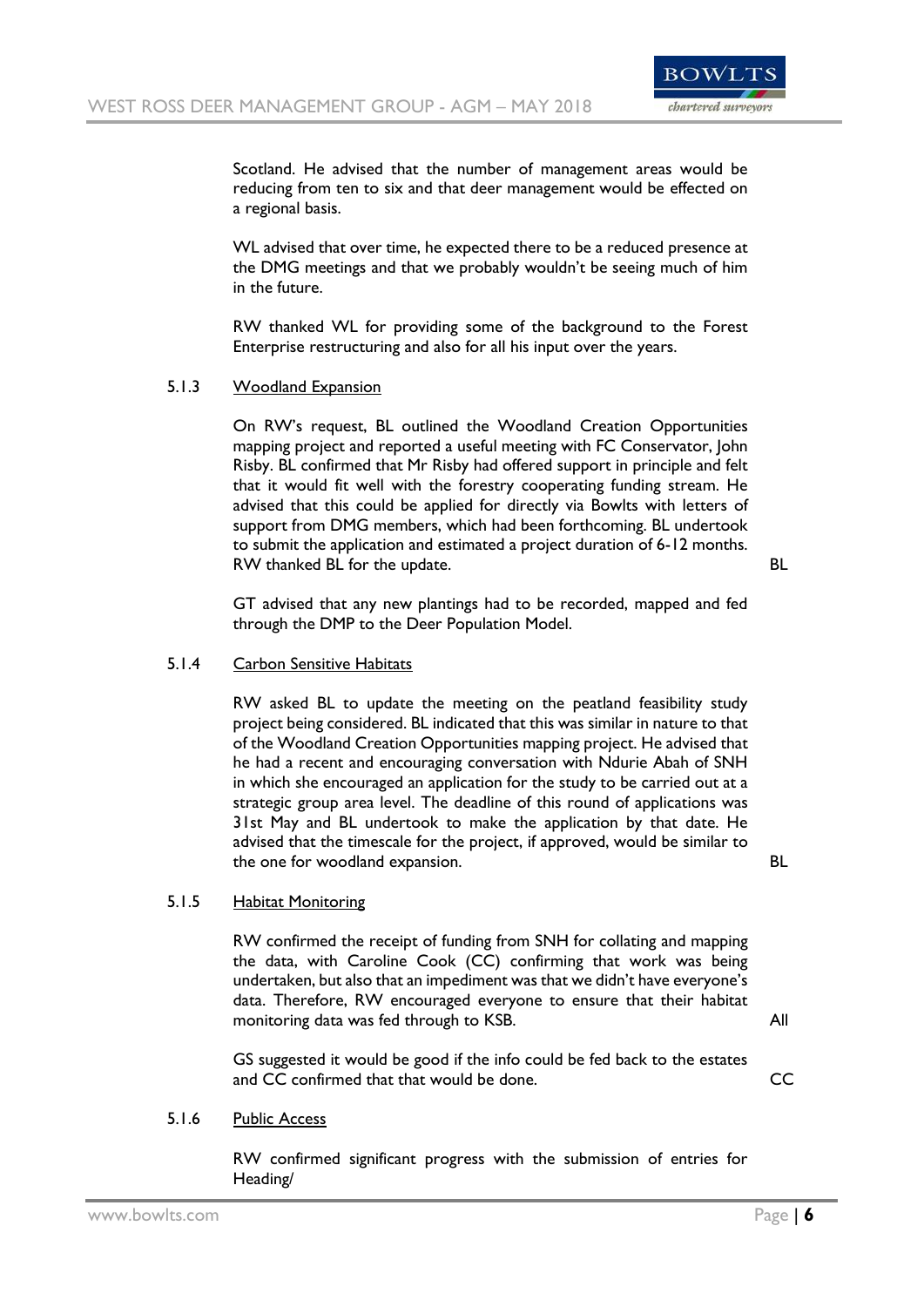Scotland. He advised that the number of management areas would be reducing from ten to six and that deer management would be effected on a regional basis.

WL advised that over time, he expected there to be a reduced presence at the DMG meetings and that we probably wouldn't be seeing much of him in the future.

RW thanked WL for providing some of the background to the Forest Enterprise restructuring and also for all his input over the years.

5.1.3 Woodland Expansion

On RW's request, BL outlined the Woodland Creation Opportunities mapping project and reported a useful meeting with FC Conservator, John Risby. BL confirmed that Mr Risby had offered support in principle and felt that it would fit well with the forestry cooperating funding stream. He advised that this could be applied for directly via Bowlts with letters of support from DMG members, which had been forthcoming. BL undertook to submit the application and estimated a project duration of 6-12 months. RW thanked BL for the update. **BL**

GT advised that any new plantings had to be recorded, mapped and fed through the DMP to the Deer Population Model.

5.1.4 Carbon Sensitive Habitats

RW asked BL to update the meeting on the peatland feasibility study project being considered. BL indicated that this was similar in nature to that of the Woodland Creation Opportunities mapping project. He advised that he had a recent and encouraging conversation with Ndurie Abah of SNH in which she encouraged an application for the study to be carried out at a strategic group area level. The deadline of this round of applications was 31st May and BL undertook to make the application by that date. He advised that the timescale for the project, if approved, would be similar to the one for woodland expansion. **BL**

5.1.5 Habitat Monitoring

RW confirmed the receipt of funding from SNH for collating and mapping the data, with Caroline Cook (CC) confirming that work was being undertaken, but also that an impediment was that we didn't have everyone's data. Therefore, RW encouraged everyone to ensure that their habitat monitoring data was fed through to KSB. **All**

GS suggested it would be good if the info could be fed back to the estates and CC confirmed that that would be done. **CC**

5.1.6 Public Access

RW confirmed significant progress with the submission of entries for Heading/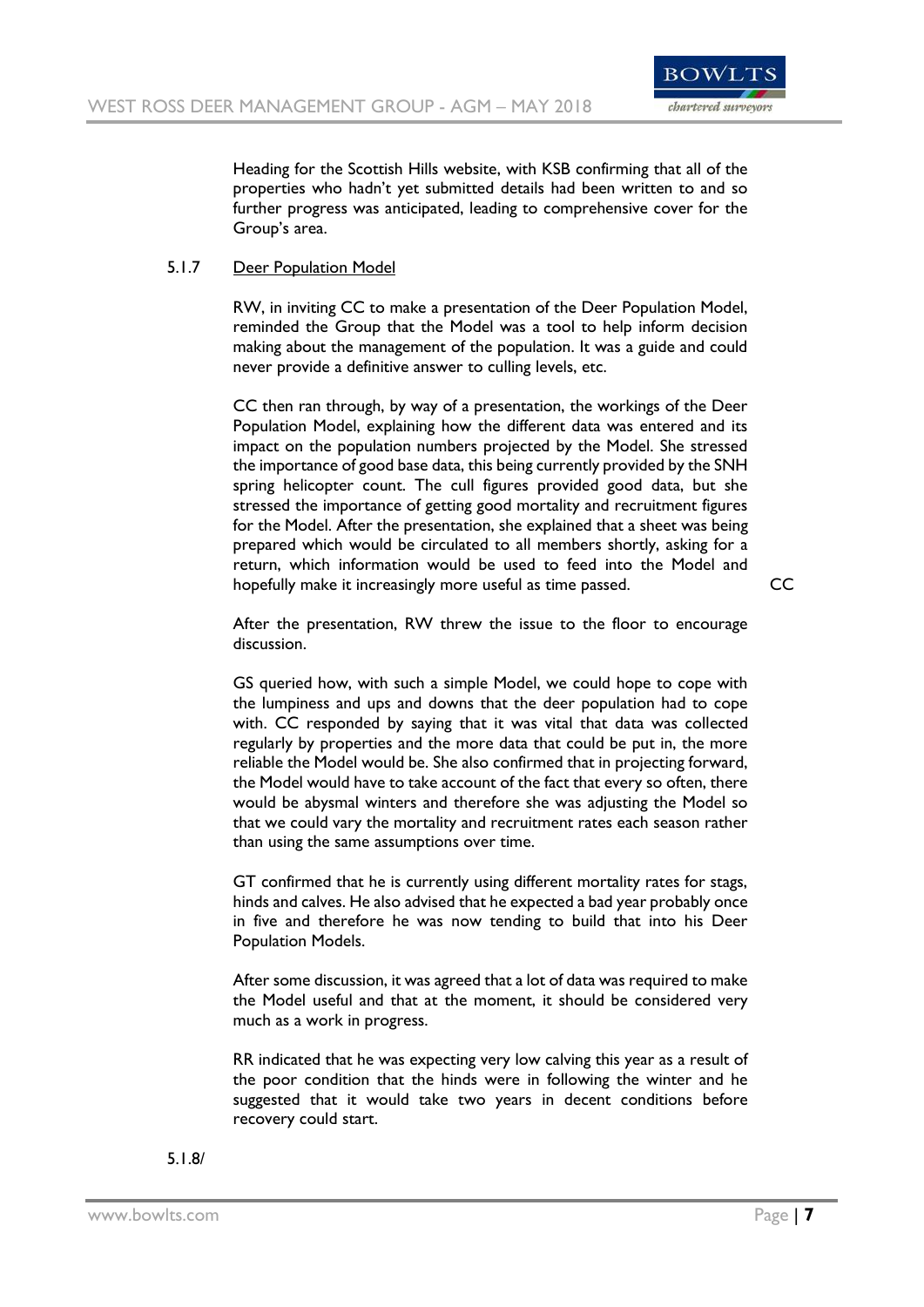Heading for the Scottish Hills website, with KSB confirming that all of the properties who hadn't yet submitted details had been written to and so further progress was anticipated, leading to comprehensive cover for the Group's area.

5.1.7 Deer Population Model

RW, in inviting CC to make a presentation of the Deer Population Model, reminded the Group that the Model was a tool to help inform decision making about the management of the population. It was a guide and could never provide a definitive answer to culling levels, etc.

CC then ran through, by way of a presentation, the workings of the Deer Population Model, explaining how the different data was entered and its impact on the population numbers projected by the Model. She stressed the importance of good base data, this being currently provided by the SNH spring helicopter count. The cull figures provided good data, but she stressed the importance of getting good mortality and recruitment figures for the Model. After the presentation, she explained that a sheet was being prepared which would be circulated to all members shortly, asking for a return, which information would be used to feed into the Model and hopefully make it increasingly more useful as time passed. CC

After the presentation, RW threw the issue to the floor to encourage discussion.

GS queried how, with such a simple Model, we could hope to cope with the lumpiness and ups and downs that the deer population had to cope with. CC responded by saying that it was vital that data was collected regularly by properties and the more data that could be put in, the more reliable the Model would be. She also confirmed that in projecting forward, the Model would have to take account of the fact that every so often, there would be abysmal winters and therefore she was adjusting the Model so that we could vary the mortality and recruitment rates each season rather than using the same assumptions over time.

GT confirmed that he is currently using different mortality rates for stags, hinds and calves. He also advised that he expected a bad year probably once in five and therefore he was now tending to build that into his Deer Population Models.

After some discussion, it was agreed that a lot of data was required to make the Model useful and that at the moment, it should be considered very much as a work in progress.

RR indicated that he was expecting very low calving this year as a result of the poor condition that the hinds were in following the winter and he suggested that it would take two years in decent conditions before recovery could start.

5.1.8/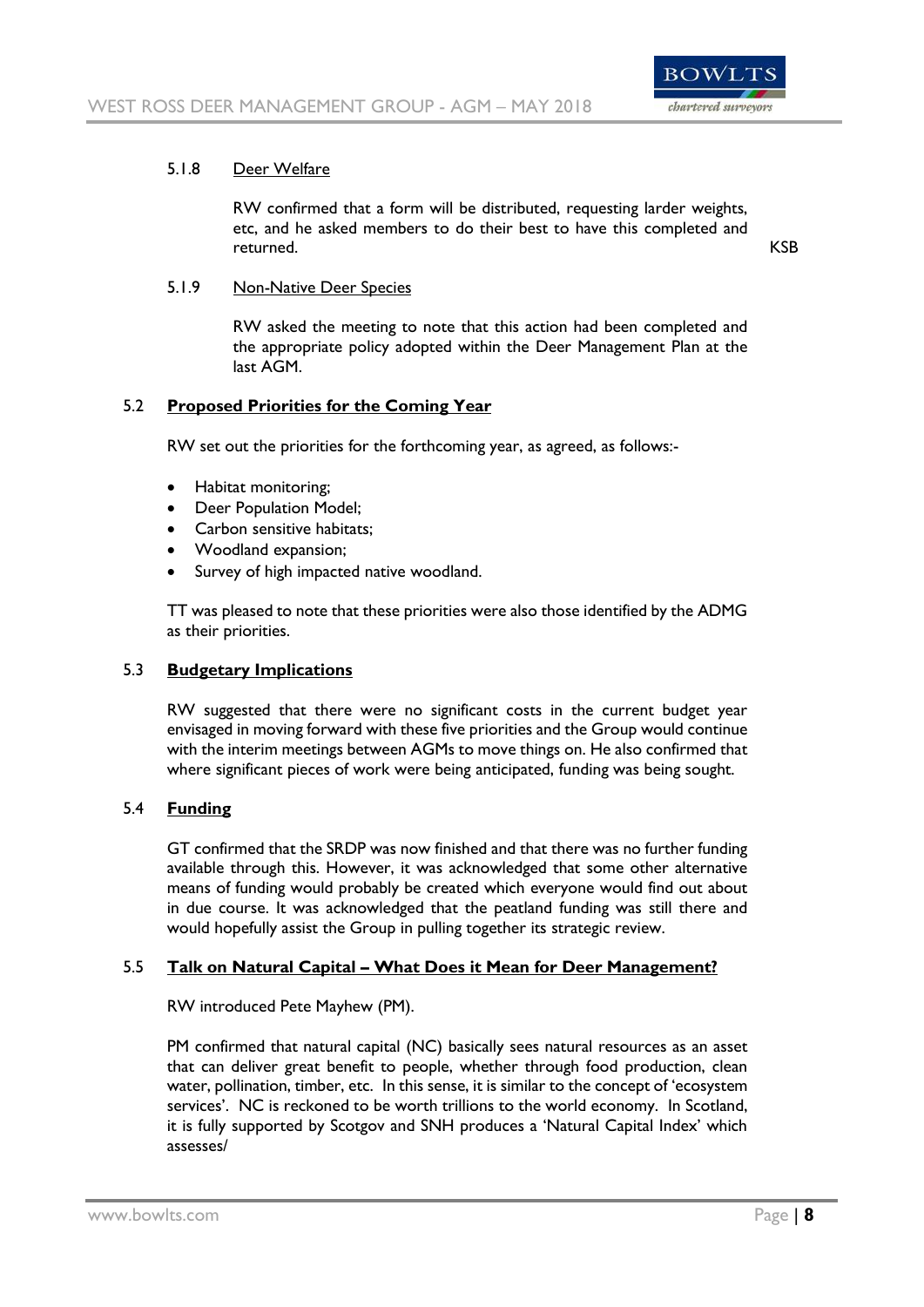5.1.8 Deer Welfare

RW confirmed that a form will be distributed, requesting larder weights, etc, and he asked members to do their best to have this completed and returned. **KSB**

5.1.9 Non-Native Deer Species

RW asked the meeting to note that this action had been completed and the appropriate policy adopted within the Deer Management Plan at the last AGM.

### 5.2 Proposed Priorities for the Coming Year

RW set out the priorities for the forthcoming year, as agreed, as follows:-

- Habitat monitoring;
- Deer Population Model;
- Carbon sensitive habitats;
- Woodland expansion;
- Survey of high impacted native woodland.

TT was pleased to note that these priorities were also those identified by the ADMG as their priorities.

### 5.3 Budgetary Implications

RW suggested that there were no significant costs in the current budget year envisaged in moving forward with these five priorities and the Group would continue with the interim meetings between AGMs to move things on. He also confirmed that where significant pieces of work were being anticipated, funding was being sought.

### 5.4 Funding

GT confirmed that the SRDP was now finished and that there was no further funding available through this. However, it was acknowledged that some other alternative means of funding would probably be created which everyone would find out about in due course. It was acknowledged that the peatland funding was still there and would hopefully assist the Group in pulling together its strategic review.

### 5.5 Talk on Natural Capital – What Does it Mean for Deer Management?

RW introduced Pete Mayhew (PM).

PM confirmed that natural capital (NC) basically sees natural resources as an asset that can deliver great benefit to people, whether through food production, clean water, pollination, timber, etc. In this sense, it is similar to the concept of 'ecosystem services'. NC is reckoned to be worth trillions to the world economy. In Scotland, it is fully supported by Scotgov and SNH produces a 'Natural Capital Index' which assesses/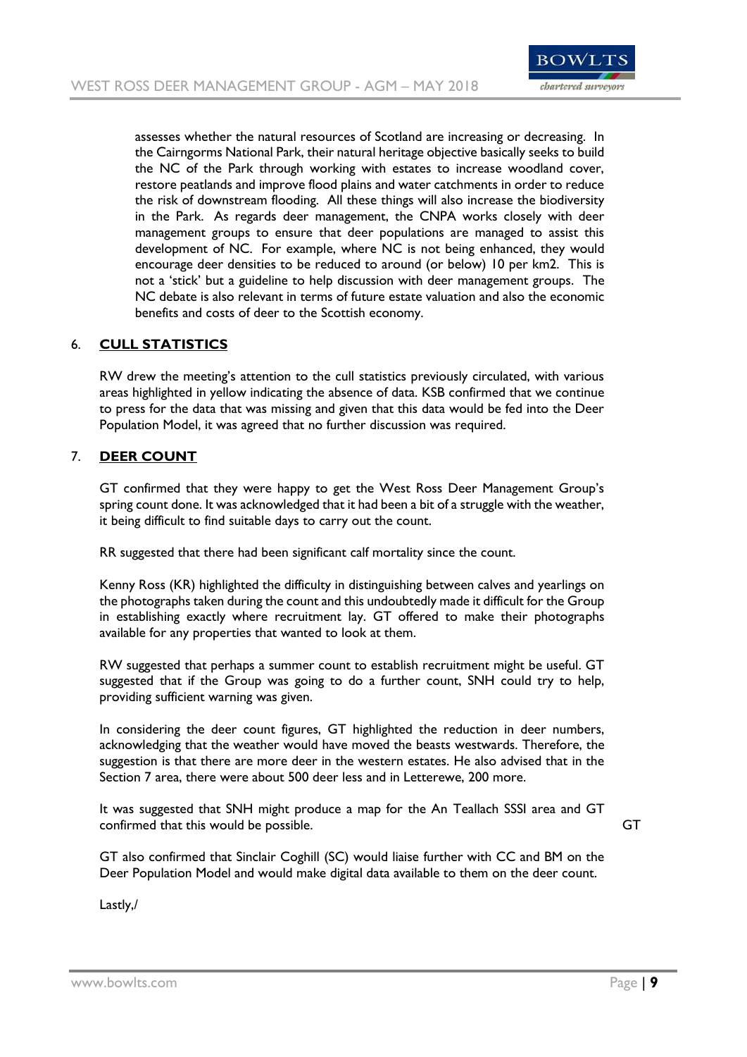assesses whether the natural resources of Scotland are increasing or decreasing. In the Cairngorms National Park, their natural heritage objective basically seeks to build the NC of the Park through working with estates to increase woodland cover, restore peatlands and improve flood plains and water catchments in order to reduce the risk of downstream flooding. All these things will also increase the biodiversity in the Park. As regards deer management, the CNPA works closely with deer management groups to ensure that deer populations are managed to assist this development of NC. For example, where NC is not being enhanced, they would encourage deer densities to be reduced to around (or below) 10 per km2. This is not a 'stick' but a guideline to help discussion with deer management groups. The NC debate is also relevant in terms of future estate valuation and also the economic benefits and costs of deer to the Scottish economy.

## 6. CULL STATISTICS

RW drew the meeting's attention to the cull statistics previously circulated, with various areas highlighted in yellow indicating the absence of data. KSB confirmed that we continue to press for the data that was missing and given that this data would be fed into the Deer Population Model, it was agreed that no further discussion was required.

## 7. DEER COUNT

GT confirmed that they were happy to get the West Ross Deer Management Group's spring count done. It was acknowledged that it had been a bit of a struggle with the weather, it being difficult to find suitable days to carry out the count.

RR suggested that there had been significant calf mortality since the count.

Kenny Ross (KR) highlighted the difficulty in distinguishing between calves and yearlings on the photographs taken during the count and this undoubtedly made it difficult for the Group in establishing exactly where recruitment lay. GT offered to make their photographs available for any properties that wanted to look at them.

RW suggested that perhaps a summer count to establish recruitment might be useful. GT suggested that if the Group was going to do a further count, SNH could try to help, providing sufficient warning was given.

In considering the deer count figures, GT highlighted the reduction in deer numbers, acknowledging that the weather would have moved the beasts westwards. Therefore, the suggestion is that there are more deer in the western estates. He also advised that in the Section 7 area, there were about 500 deer less and in Letterewe, 200 more.

It was suggested that SNH might produce a map for the An Teallach SSSI area and GT confirmed that this would be possible. GT

GT also confirmed that Sinclair Coghill (SC) would liaise further with CC and BM on the Deer Population Model and would make digital data available to them on the deer count.

Lastly,/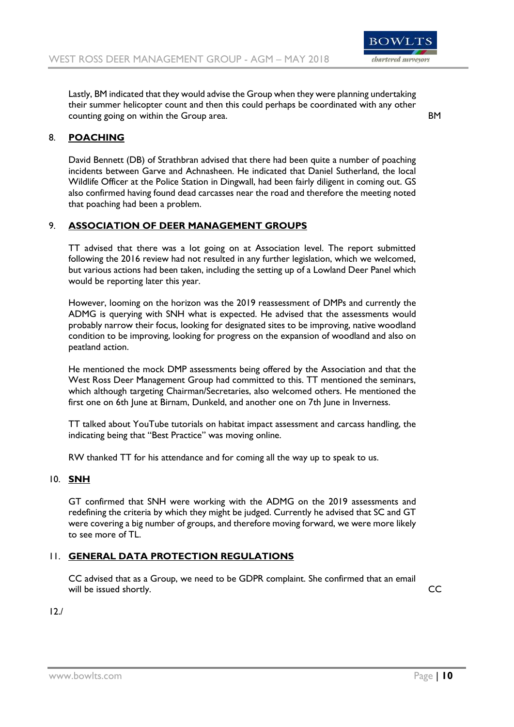Lastly, BM indicated that they would advise the Group when they were planning undertaking their summer helicopter count and then this could perhaps be coordinated with any other counting going on within the Group area. **BM**

## 8. POACHING

David Bennett (DB) of Strathbran advised that there had been quite a number of poaching incidents between Garve and Achnasheen. He indicated that Daniel Sutherland, the local Wildlife Officer at the Police Station in Dingwall, had been fairly diligent in coming out. GS also confirmed having found dead carcasses near the road and therefore the meeting noted that poaching had been a problem.

## 9. ASSOCIATION OF DEER MANAGEMENT GROUPS

TT advised that there was a lot going on at Association level. The report submitted following the 2016 review had not resulted in any further legislation, which we welcomed, but various actions had been taken, including the setting up of a Lowland Deer Panel which would be reporting later this year.

However, looming on the horizon was the 2019 reassessment of DMPs and currently the ADMG is querying with SNH what is expected. He advised that the assessments would probably narrow their focus, looking for designated sites to be improving, native woodland condition to be improving, looking for progress on the expansion of woodland and also on peatland action.

He mentioned the mock DMP assessments being offered by the Association and that the West Ross Deer Management Group had committed to this. TT mentioned the seminars, which although targeting Chairman/Secretaries, also welcomed others. He mentioned the first one on 6th June at Birnam, Dunkeld, and another one on 7th June in Inverness.

TT talked about YouTube tutorials on habitat impact assessment and carcass handling, the indicating being that "Best Practice" was moving online.

RW thanked TT for his attendance and for coming all the way up to speak to us.

## 10. SNH

GT confirmed that SNH were working with the ADMG on the 2019 assessments and redefining the criteria by which they might be judged. Currently he advised that SC and GT were covering a big number of groups, and therefore moving forward, we were more likely to see more of TL.

## 11. GENERAL DATA PROTECTION REGULATIONS

CC advised that as a Group, we need to be GDPR complaint. She confirmed that an email will be issued shortly. **CC**

12./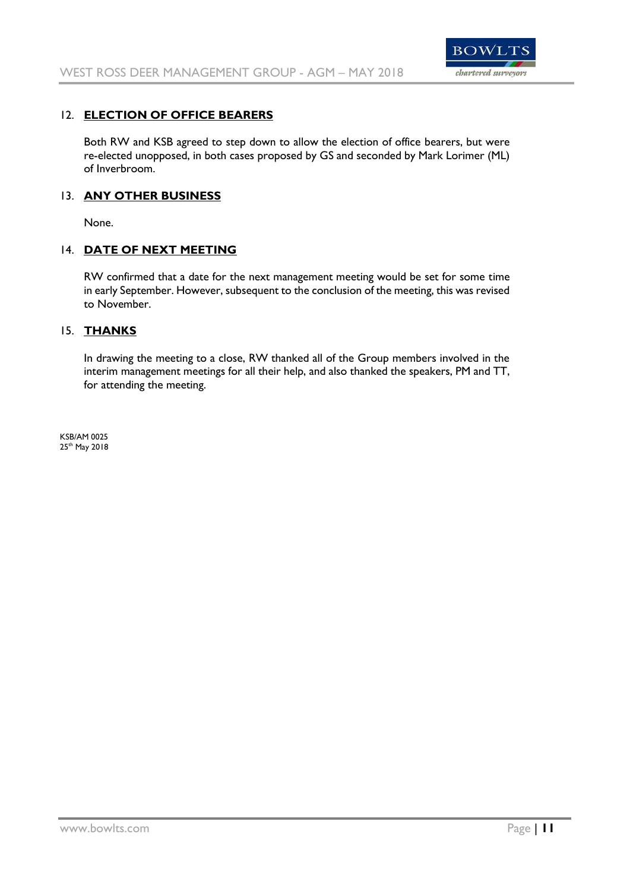## 12. **ELECTION OF OFFICE BEARERS**

Both RW and KSB agreed to step down to allow the election of office bearers, but were re-elected unopposed, in both cases proposed by GS and seconded by Mark Lorimer (ML) of Inverbroom.

## 13. **ANY OTHER BUSINESS**

None.

## 14. **DATE OF NEXT MEETING**

RW confirmed that a date for the next management meeting would be set for some time in early September. However, subsequent to the conclusion of the meeting, this was revised to November.

## 15. **THANKS**

In drawing the meeting to a close, RW thanked all of the Group members involved in the interim management meetings for all their help, and also thanked the speakers, PM and TT, for attending the meeting.

KSB/AM 0025
25th May 2018